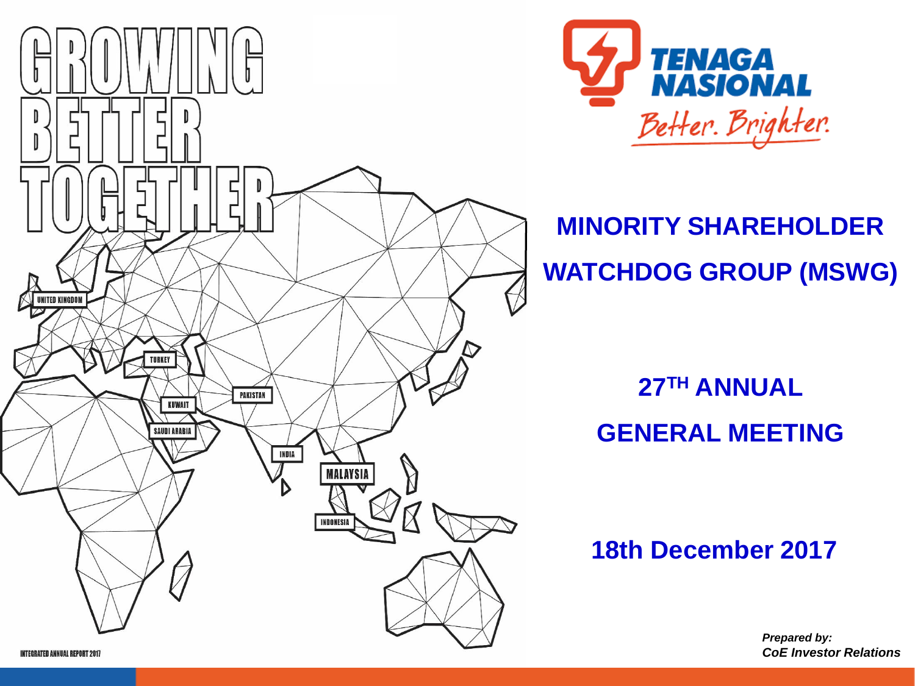# GROWING BETTER TOGETHER

UNITED KINGDOM

TURKEY

KUWAIT

SAUDI ARABIA

PAKISTAN

INDIA

MALAYSIA

INDONESIA

INTEGRATED ANNUAL REPORT 2017

TENAGA NASIONAL

*Better. Brighter.*

## MINORITY SHAREHOLDER WATCHDOG GROUP (MSWG)

## 27TH ANNUAL GENERAL MEETING

## 18th December 2017

***Prepared by:***
***CoE Investor Relations***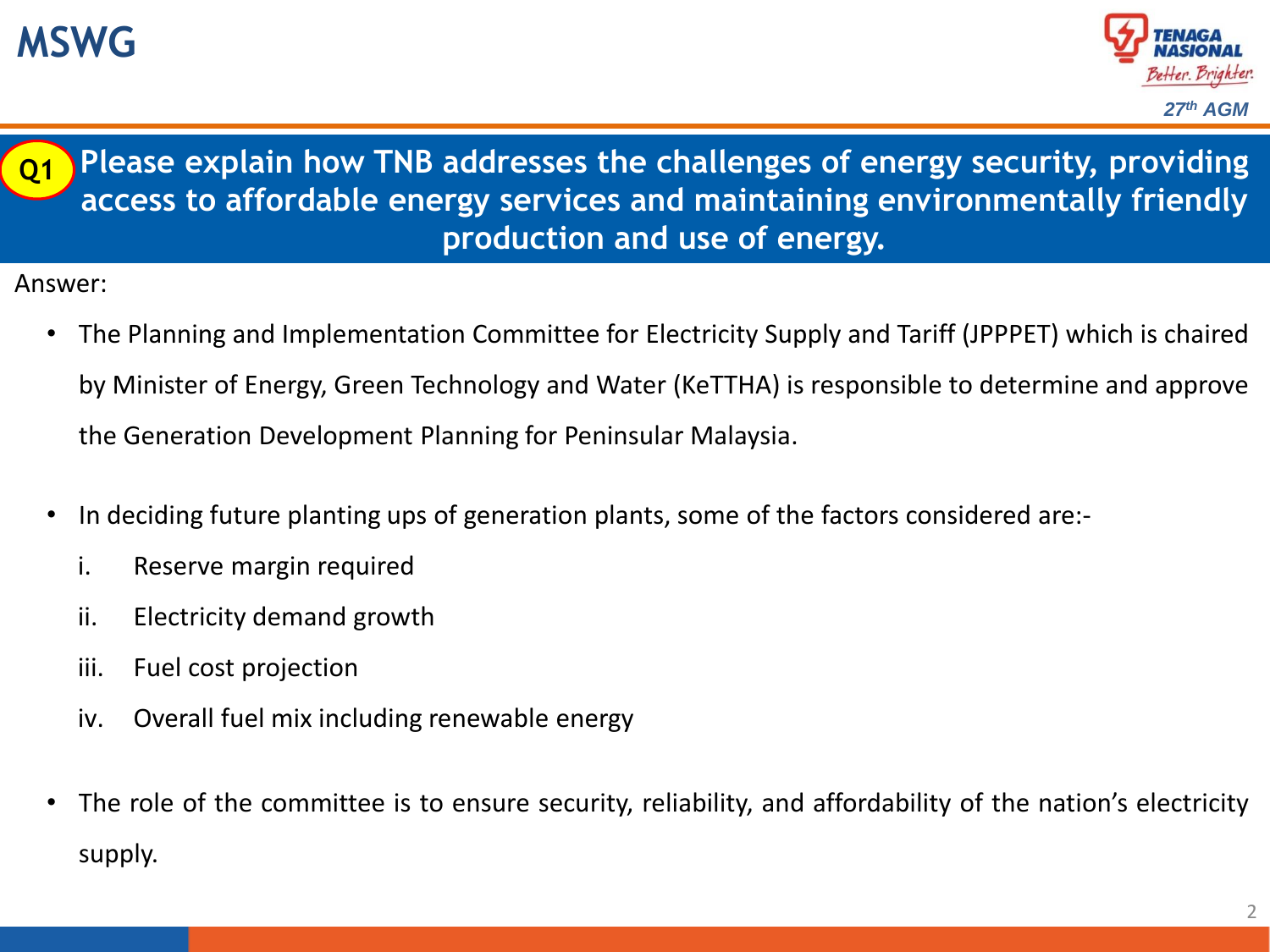# MSWG

**Q1 Please explain how TNB addresses the challenges of energy security, providing access to affordable energy services and maintaining environmentally friendly production and use of energy.**

Answer:

- The Planning and Implementation Committee for Electricity Supply and Tariff (JPPPET) which is chaired by Minister of Energy, Green Technology and Water (KeTTHA) is responsible to determine and approve the Generation Development Planning for Peninsular Malaysia.

- In deciding future planting ups of generation plants, some of the factors considered are:-
  - i. Reserve margin required
  - ii. Electricity demand growth
  - iii. Fuel cost projection
  - iv. Overall fuel mix including renewable energy

- The role of the committee is to ensure security, reliability, and affordability of the nation's electricity supply.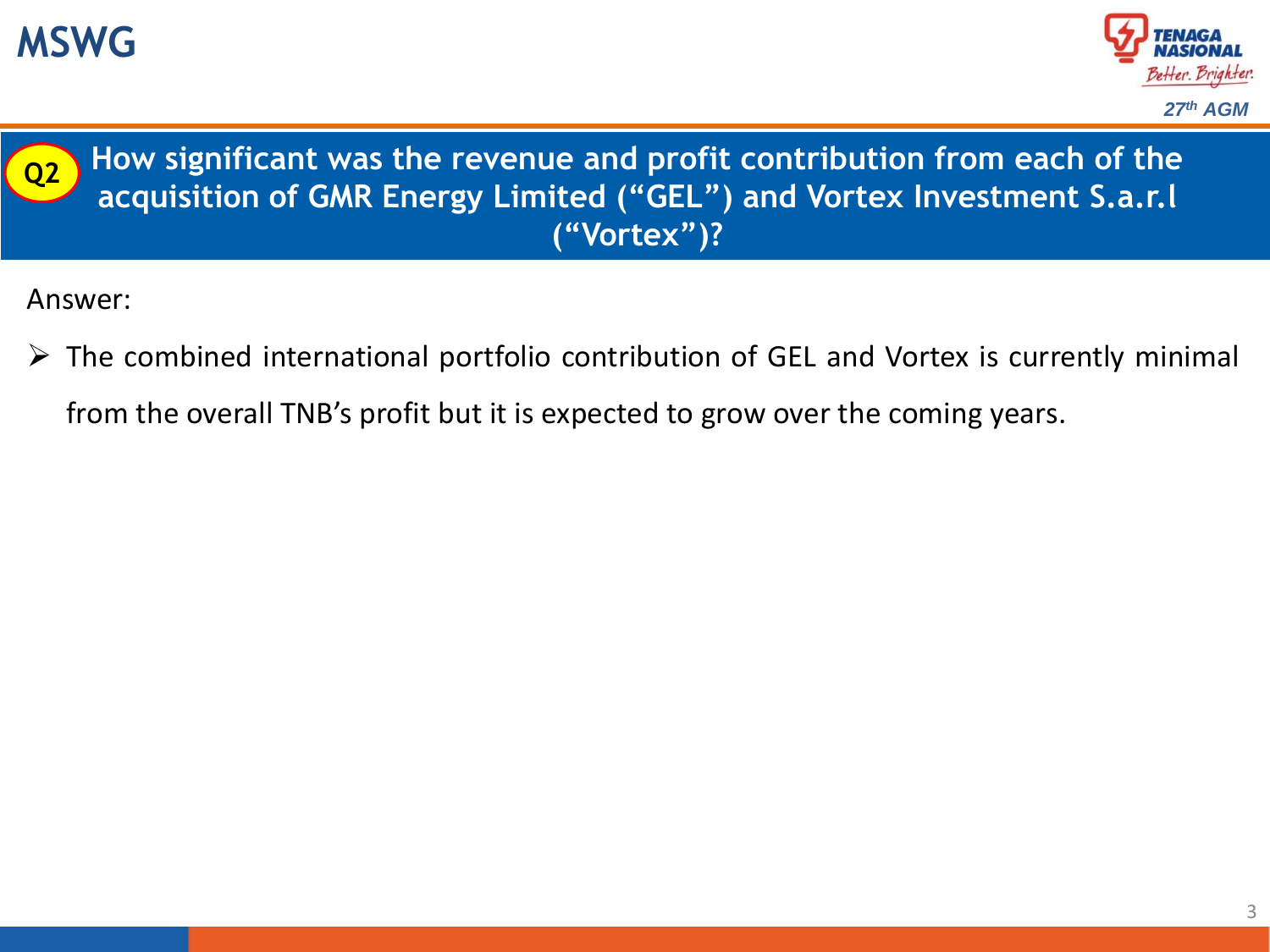# MSWG

**Q2 How significant was the revenue and profit contribution from each of the acquisition of GMR Energy Limited ("GEL") and Vortex Investment S.a.r.l ("Vortex")?**

Answer:

- The combined international portfolio contribution of GEL and Vortex is currently minimal from the overall TNB's profit but it is expected to grow over the coming years.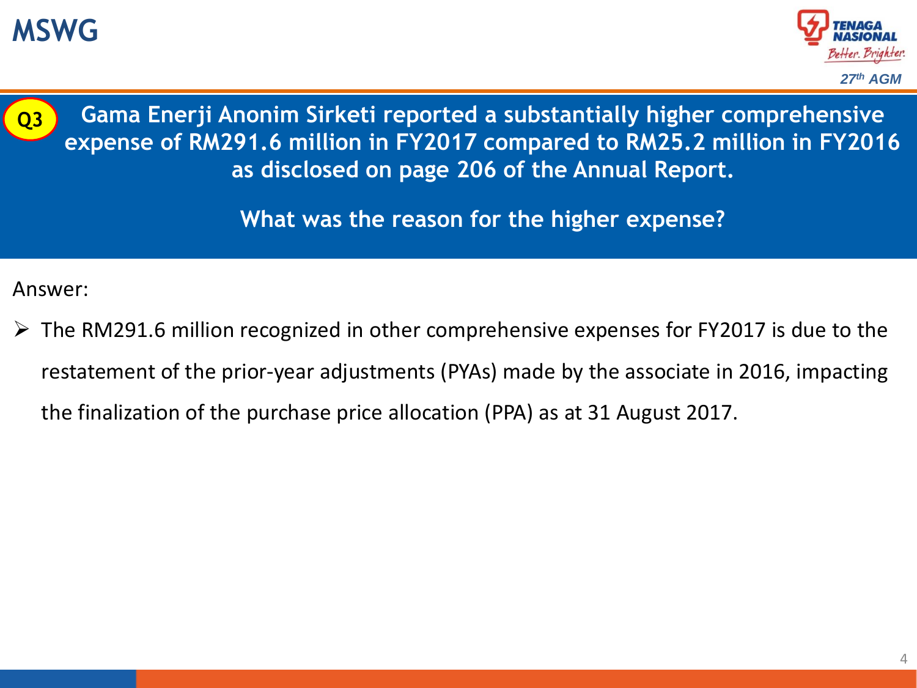# MSWG

**Q3** **Gama Enerji Anonim Sirketi reported a substantially higher comprehensive expense of RM291.6 million in FY2017 compared to RM25.2 million in FY2016 as disclosed on page 206 of the Annual Report.**

**What was the reason for the higher expense?**

Answer:

- The RM291.6 million recognized in other comprehensive expenses for FY2017 is due to the restatement of the prior-year adjustments (PYAs) made by the associate in 2016, impacting the finalization of the purchase price allocation (PPA) as at 31 August 2017.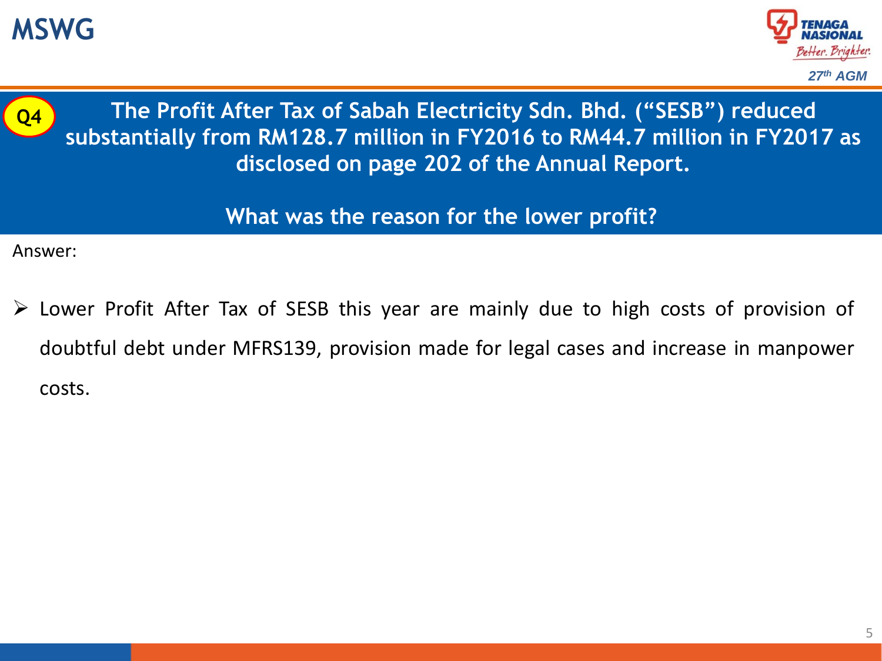**Q4** The Profit After Tax of Sabah Electricity Sdn. Bhd. ("SESB") reduced substantially from RM128.7 million in FY2016 to RM44.7 million in FY2017 as disclosed on page 202 of the Annual Report.

**What was the reason for the lower profit?**

Answer:

- Lower Profit After Tax of SESB this year are mainly due to high costs of provision of doubtful debt under MFRS139, provision made for legal cases and increase in manpower costs.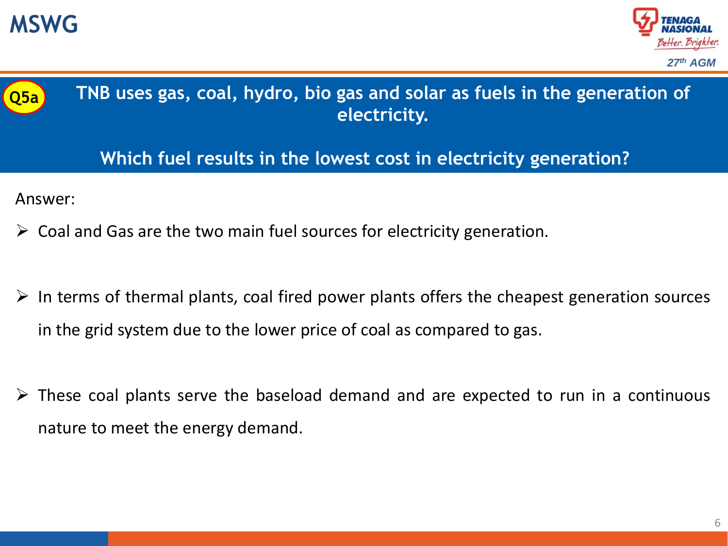**Q5a**

## TNB uses gas, coal, hydro, bio gas and solar as fuels in the generation of electricity.

## Which fuel results in the lowest cost in electricity generation?

Answer:

- Coal and Gas are the two main fuel sources for electricity generation.
- In terms of thermal plants, coal fired power plants offers the cheapest generation sources in the grid system due to the lower price of coal as compared to gas.
- These coal plants serve the baseload demand and are expected to run in a continuous nature to meet the energy demand.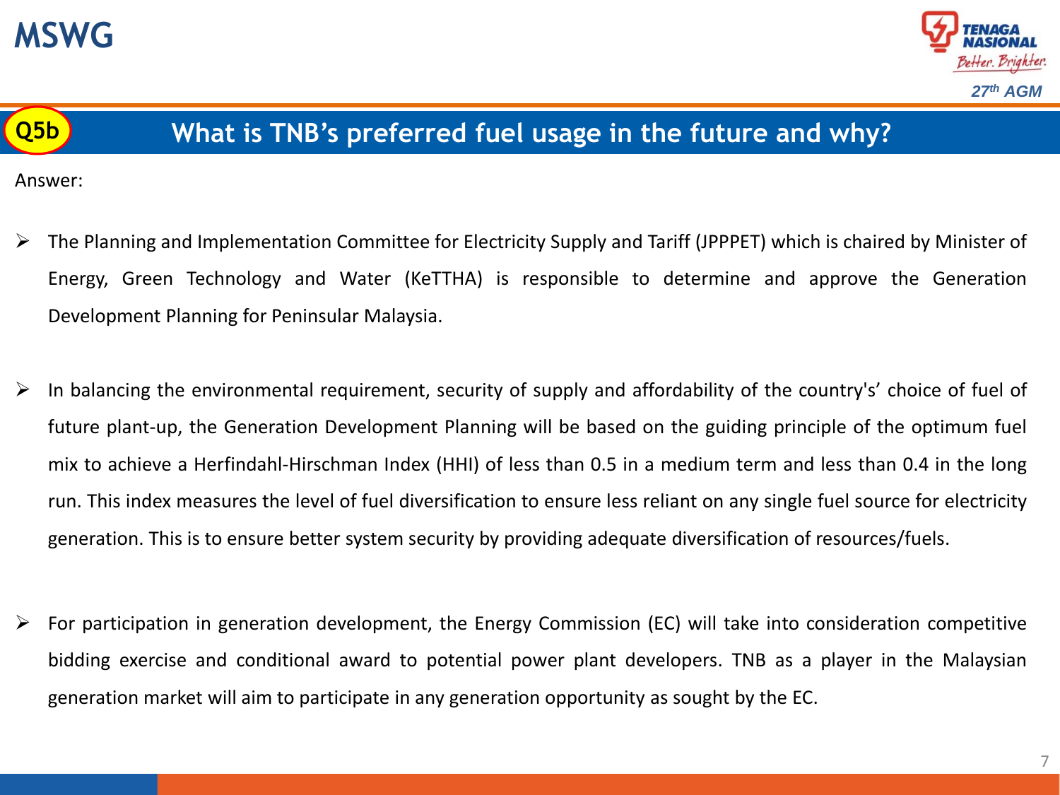# MSWG

## Q5b What is TNB's preferred fuel usage in the future and why?

Answer:

- The Planning and Implementation Committee for Electricity Supply and Tariff (JPPPET) which is chaired by Minister of Energy, Green Technology and Water (KeTTHA) is responsible to determine and approve the Generation Development Planning for Peninsular Malaysia.

- In balancing the environmental requirement, security of supply and affordability of the country's' choice of fuel of future plant-up, the Generation Development Planning will be based on the guiding principle of the optimum fuel mix to achieve a Herfindahl-Hirschman Index (HHI) of less than 0.5 in a medium term and less than 0.4 in the long run. This index measures the level of fuel diversification to ensure less reliant on any single fuel source for electricity generation. This is to ensure better system security by providing adequate diversification of resources/fuels.

- For participation in generation development, the Energy Commission (EC) will take into consideration competitive bidding exercise and conditional award to potential power plant developers. TNB as a player in the Malaysian generation market will aim to participate in any generation opportunity as sought by the EC.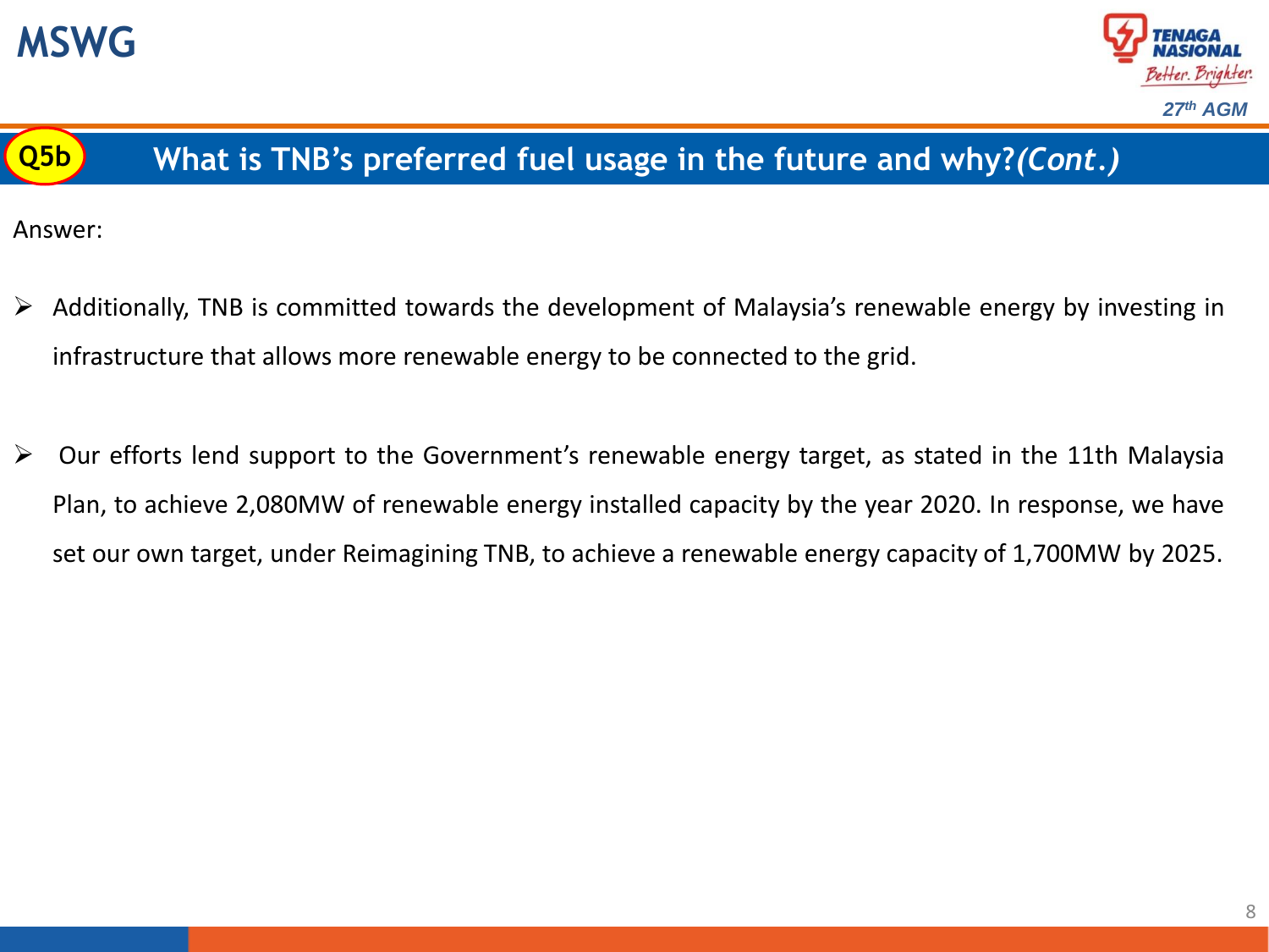## Q5b What is TNB's preferred fuel usage in the future and why? *(Cont.)*

Answer:

- Additionally, TNB is committed towards the development of Malaysia's renewable energy by investing in infrastructure that allows more renewable energy to be connected to the grid.

- Our efforts lend support to the Government's renewable energy target, as stated in the 11th Malaysia Plan, to achieve 2,080MW of renewable energy installed capacity by the year 2020. In response, we have set our own target, under Reimagining TNB, to achieve a renewable energy capacity of 1,700MW by 2025.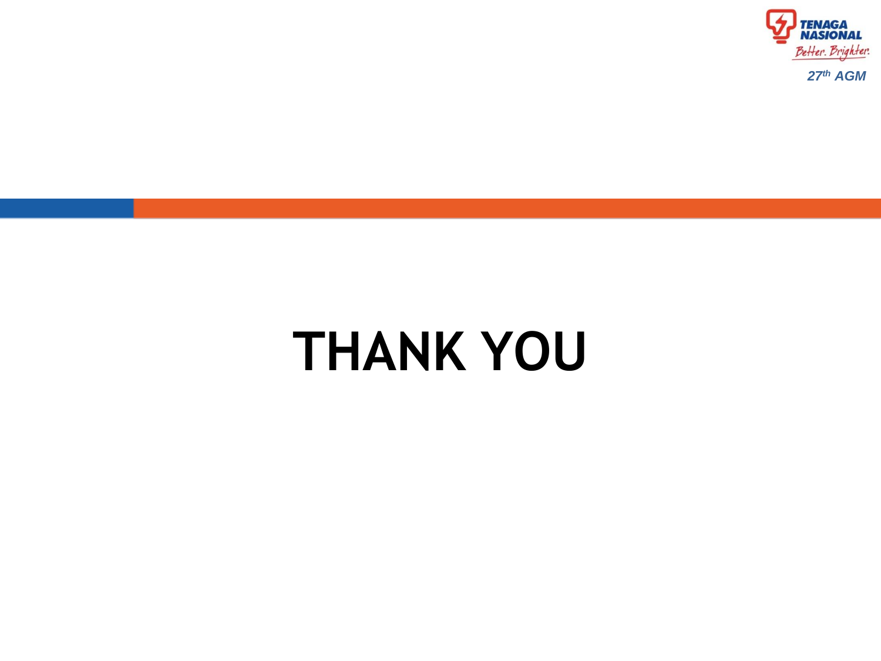# THANK YOU